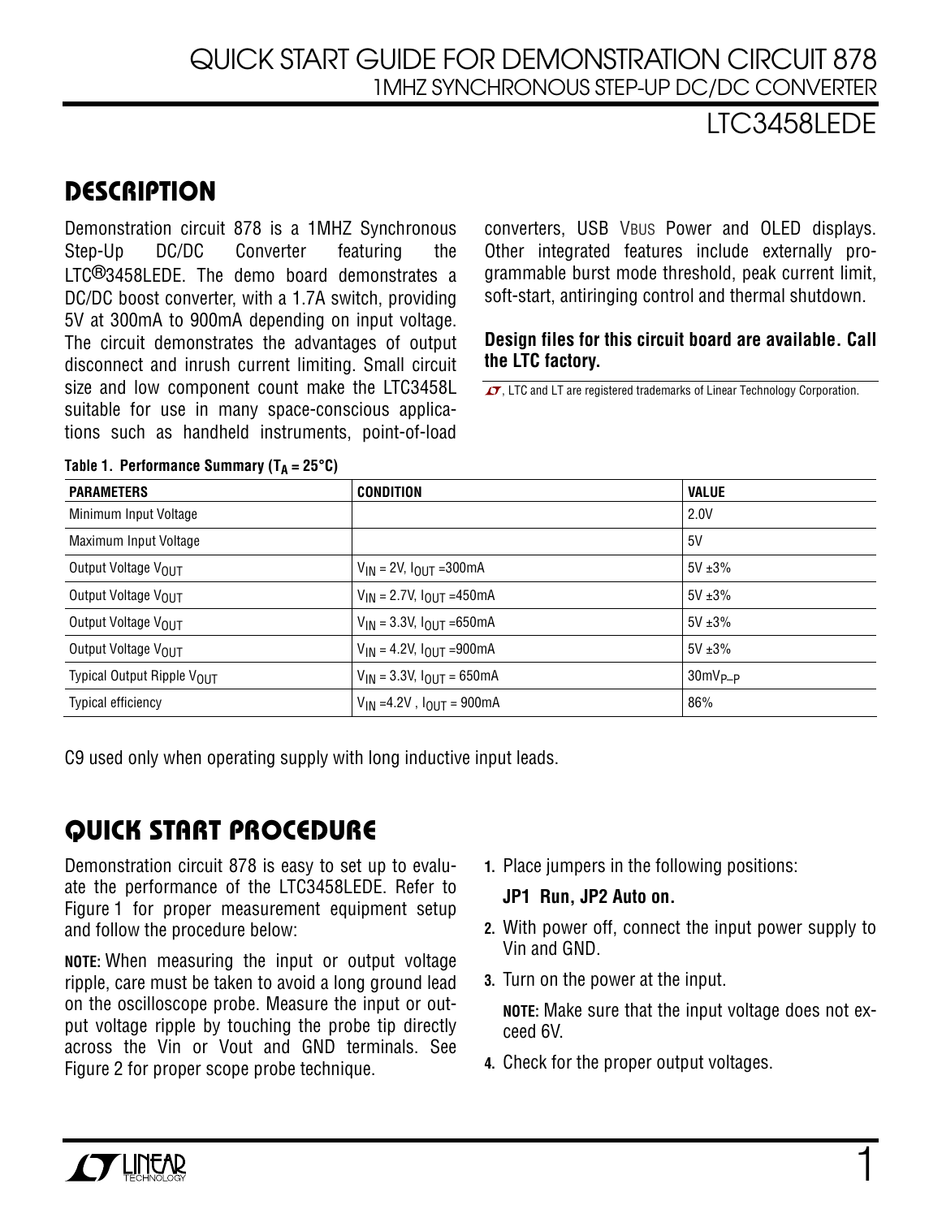# QUICK START GUIDE FOR DEMONSTRATION CIRCUIT 878
## 1MHZ SYNCHRONOUS STEP-UP DC/DC CONVERTER
## LTC3458LEDE

## DESCRIPTION

Demonstration circuit 878 is a 1MHZ Synchronous Step-Up DC/DC Converter featuring the LTC®3458LEDE. The demo board demonstrates a DC/DC boost converter, with a 1.7A switch, providing 5V at 300mA to 900mA depending on input voltage. The circuit demonstrates the advantages of output disconnect and inrush current limiting. Small circuit size and low component count make the LTC3458L suitable for use in many space-conscious applications such as handheld instruments, point-of-load converters, USB VBUS Power and OLED displays. Other integrated features include externally programmable burst mode threshold, peak current limit, soft-start, antiringing control and thermal shutdown.

**Design files for this circuit board are available. Call the LTC factory.**

LT, LTC and LT are registered trademarks of Linear Technology Corporation.

**Table 1. Performance Summary ($T_A$ = 25°C)**

| PARAMETERS | CONDITION | VALUE |
|---|---|---|
| Minimum Input Voltage | | 2.0V |
| Maximum Input Voltage | | 5V |
| Output Voltage $V_{OUT}$ | $V_{IN}$ = 2V, $I_{OUT}$ =300mA | 5V ±3% |
| Output Voltage $V_{OUT}$ | $V_{IN}$ = 2.7V, $I_{OUT}$ =450mA | 5V ±3% |
| Output Voltage $V_{OUT}$ | $V_{IN}$ = 3.3V, $I_{OUT}$ =650mA | 5V ±3% |
| Output Voltage $V_{OUT}$ | $V_{IN}$ = 4.2V, $I_{OUT}$ =900mA | 5V ±3% |
| Typical Output Ripple $V_{OUT}$ | $V_{IN}$ = 3.3V, $I_{OUT}$ = 650mA | 30mV$_{P-P}$ |
| Typical efficiency | $V_{IN}$ =4.2V , $I_{OUT}$ = 900mA | 86% |

C9 used only when operating supply with long inductive input leads.

## QUICK START PROCEDURE

Demonstration circuit 878 is easy to set up to evaluate the performance of the LTC3458LEDE. Refer to Figure 1 for proper measurement equipment setup and follow the procedure below:

**NOTE:** When measuring the input or output voltage ripple, care must be taken to avoid a long ground lead on the oscilloscope probe. Measure the input or output voltage ripple by touching the probe tip directly across the Vin or Vout and GND terminals. See Figure 2 for proper scope probe technique.

1. Place jumpers in the following positions:

   **JP1 Run, JP2 Auto on.**

2. With power off, connect the input power supply to Vin and GND.
3. Turn on the power at the input.

   **NOTE:** Make sure that the input voltage does not exceed 6V.

4. Check for the proper output voltages.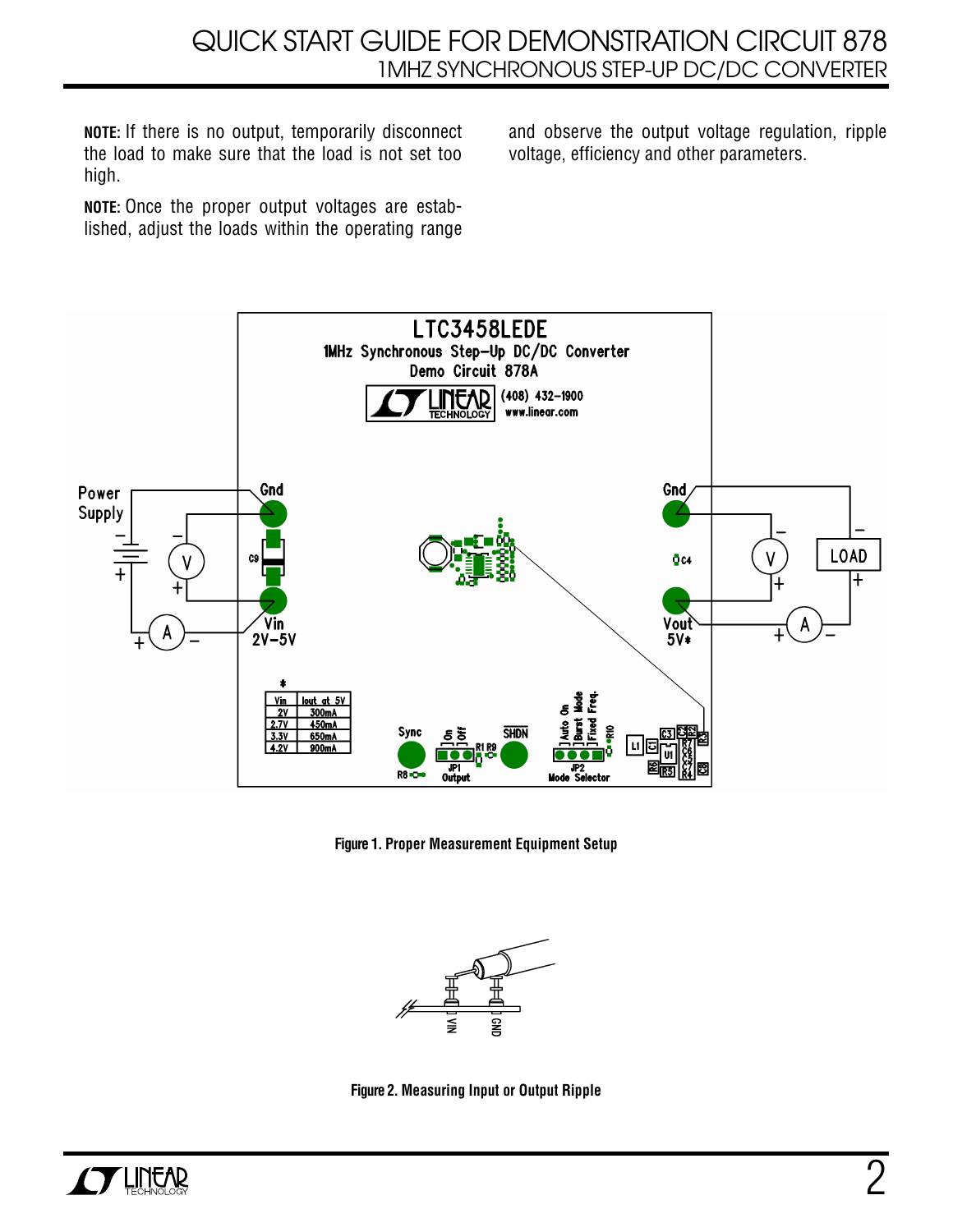**NOTE:** If there is no output, temporarily disconnect the load to make sure that the load is not set too high.

**NOTE:** Once the proper output voltages are established, adjust the loads within the operating range and observe the output voltage regulation, ripple voltage, efficiency and other parameters.

**Figure 1. Proper Measurement Equipment Setup**

**Figure 2. Measuring Input or Output Ripple**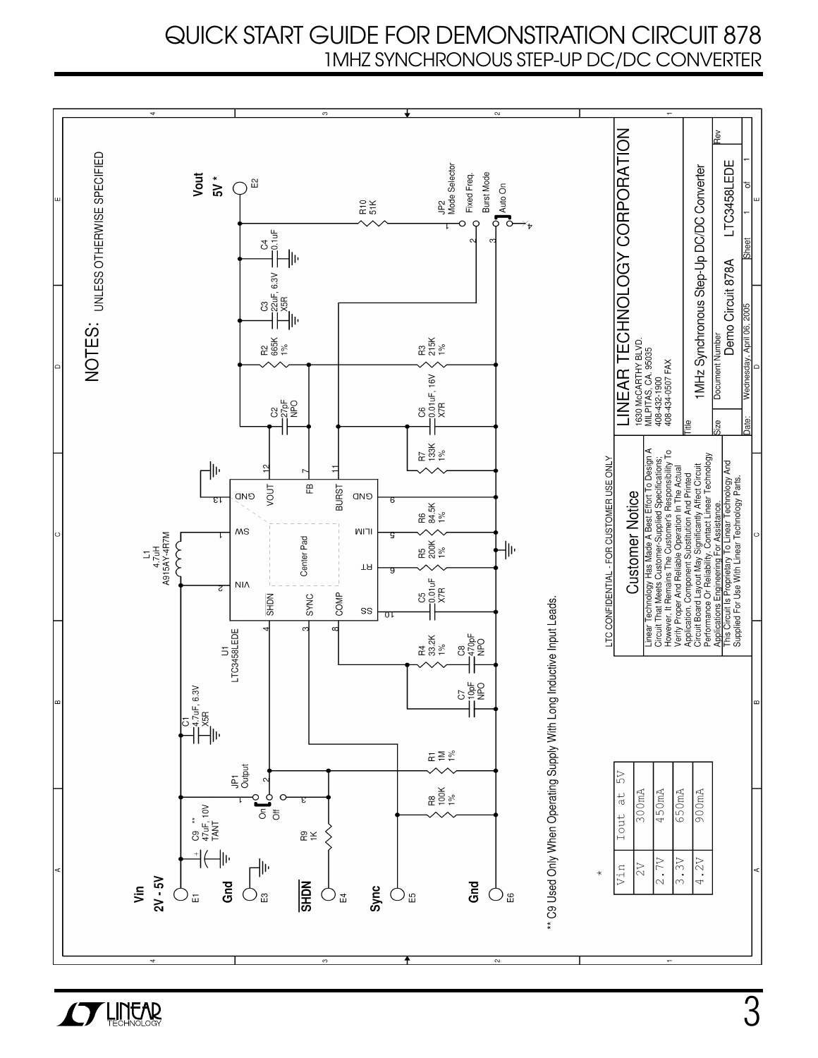# QUICK START GUIDE FOR DEMONSTRATION CIRCUIT 878

## 1MHZ SYNCHRONOUS STEP-UP DC/DC CONVERTER

NOTES: UNLESS OTHERWISE SPECIFIED

Vin 2V - 5V E1

Gnd E3

SHDN E4

Sync E5

Gnd E6

Vout 5V * E2

C9 ** 47uF, 10V TANT

C1 4.7uF, 6.3V X5R

JP1 Output On Off

R9 1K

R8 100K 1%

R1 1M 1%

C7 10pF NPO

R4 33.2K 1%

C8 470pF NPO

C5 0.01uF X7R

R5 200K 1%

R6 84.5K 1%

R7 133K 1%

C6 0.01uF, 16V X7R

C2 27pF NPO

R2 665K 1%

R3 215K 1%

C3 22uF, 6.3V X5R

C4 0.1uF

R10 51K

JP2 Mode Selector: Fixed Freq. / Burst Mode / Auto On

L1 4.7uH A915AY-4R7M

U1 LTC3458LEDE

Pins: SW 1, VIN 2, SYNC 3, SHDN 4, ILIM 5, RT 6, FB 7, COMP 8, GND 9, SS 10, BURST 11, VOUT 12, GND 13, Center Pad

** C9 Used Only When Operating Supply With Long Inductive Input Leads.

*

| Vin | Iout at 5V |
|---|---|
| 2V | 300mA |
| 2.7V | 450mA |
| 3.3V | 650mA |
| 4.2V | 900mA |

LTC CONFIDENTIAL - FOR CUSTOMER USE ONLY

**Customer Notice**

Linear Technology Has Made A Best Effort To Design A Circuit That Meets Customer-Supplied Specifications; However, It Remains The Customer's Responsibility To Verify Proper And Reliable Operation In The Actual Application. Component Substitution And Printed Circuit Board Layout May Significantly Affect Circuit Performance Or Reliability. Contact Linear Technology Applications Engineering For Assistance.

This Circuit Is Proprietary To Linear Technology And Supplied For Use With Linear Technology Parts.

LINEAR TECHNOLOGY CORPORATION

1630 McCARTHY BLVD.
MILPITAS, CA. 95035
408-432-1900
408-434-0507 FAX

Title: 1MHz Synchronous Step-Up DC/DC Converter

Size | Document Number: Demo Circuit 878A | LTC3458LEDE | Rev

Date: Wednesday, April 06, 2005 | Sheet 1 of 1